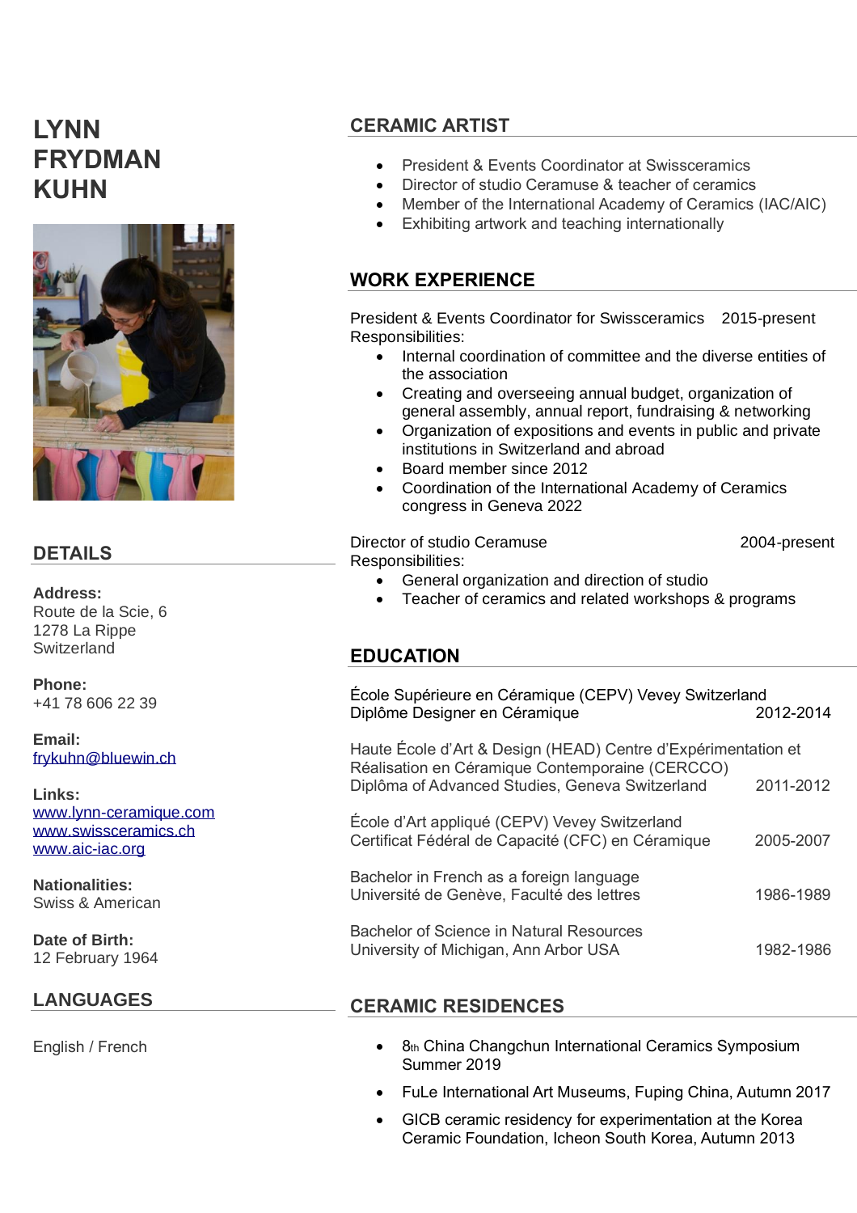# LYNN FRYDMAN KUHN

## DETAILS

**Address:**
Route de la Scie, 6
1278 La Rippe
Switzerland

**Phone:**
+41 78 606 22 39

**Email:**
frykuhn@bluewin.ch

**Links:**
www.lynn-ceramique.com
www.swissceramics.ch
www.aic-iac.org

**Nationalities:**
Swiss & American

**Date of Birth:**
12 February 1964

## LANGUAGES

English / French

## CERAMIC ARTIST

- President & Events Coordinator at Swissceramics
- Director of studio Ceramuse & teacher of ceramics
- Member of the International Academy of Ceramics (IAC/AIC)
- Exhibiting artwork and teaching internationally

## WORK EXPERIENCE

President & Events Coordinator for Swissceramics 2015-present
Responsibilities:

- Internal coordination of committee and the diverse entities of the association
- Creating and overseeing annual budget, organization of general assembly, annual report, fundraising & networking
- Organization of expositions and events in public and private institutions in Switzerland and abroad
- Board member since 2012
- Coordination of the International Academy of Ceramics congress in Geneva 2022

Director of studio Ceramuse 2004-present
Responsibilities:

- General organization and direction of studio
- Teacher of ceramics and related workshops & programs

## EDUCATION

École Supérieure en Céramique (CEPV) Vevey Switzerland
Diplôme Designer en Céramique 2012-2014

Haute École d'Art & Design (HEAD) Centre d'Expérimentation et Réalisation en Céramique Contemporaine (CERCCO)
Diplôma of Advanced Studies, Geneva Switzerland 2011-2012

École d'Art appliqué (CEPV) Vevey Switzerland
Certificat Fédéral de Capacité (CFC) en Céramique 2005-2007

Bachelor in French as a foreign language
Université de Genève, Faculté des lettres 1986-1989

Bachelor of Science in Natural Resources
University of Michigan, Ann Arbor USA 1982-1986

## CERAMIC RESIDENCES

- 8th China Changchun International Ceramics Symposium Summer 2019
- FuLe International Art Museums, Fuping China, Autumn 2017
- GICB ceramic residency for experimentation at the Korea Ceramic Foundation, Icheon South Korea, Autumn 2013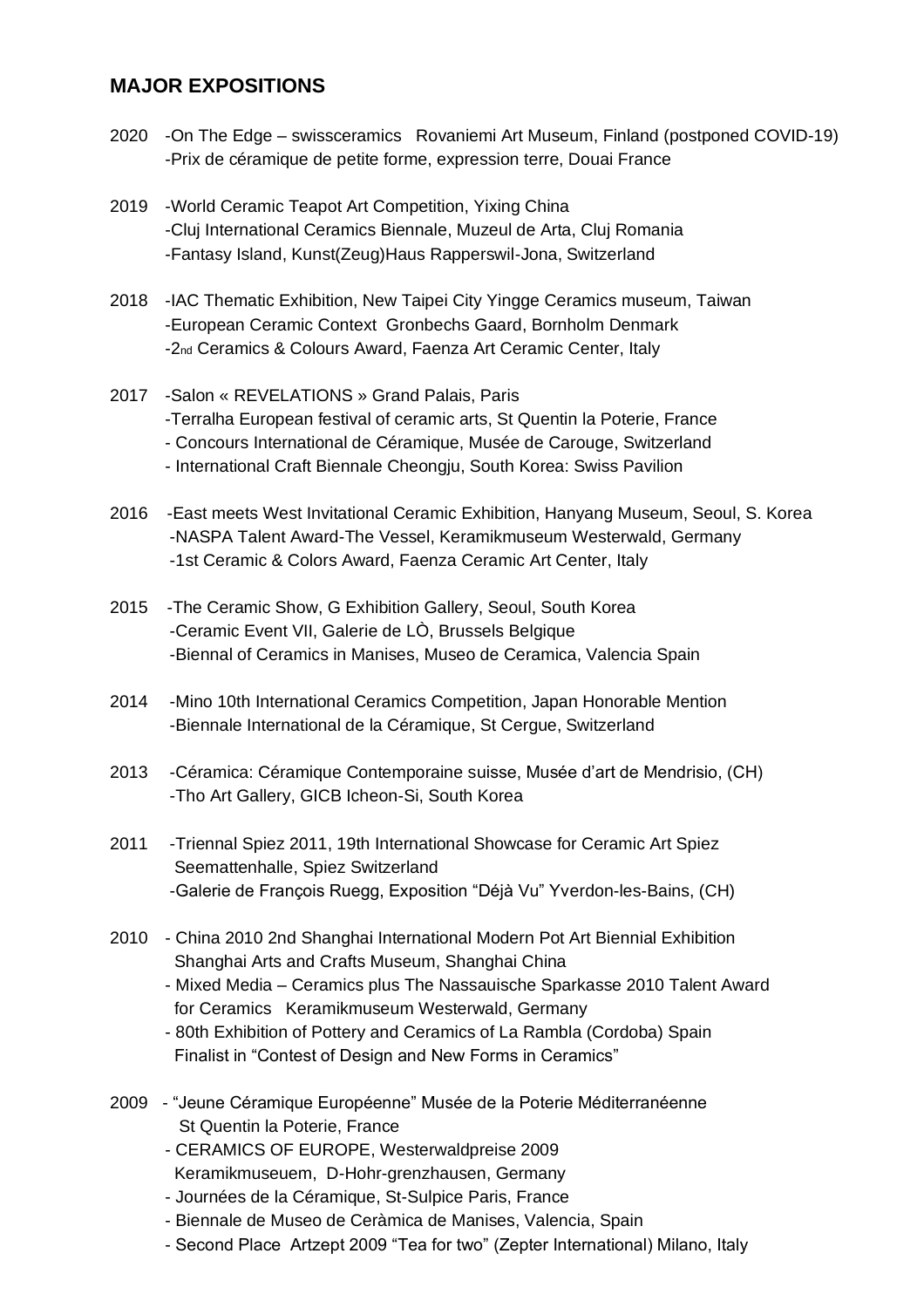## MAJOR EXPOSITIONS

2020
- On The Edge – swissceramics Rovaniemi Art Museum, Finland (postponed COVID-19)
- Prix de céramique de petite forme, expression terre, Douai France

2019
- World Ceramic Teapot Art Competition, Yixing China
- Cluj International Ceramics Biennale, Muzeul de Arta, Cluj Romania
- Fantasy Island, Kunst(Zeug)Haus Rapperswil-Jona, Switzerland

2018
- IAC Thematic Exhibition, New Taipei City Yingge Ceramics museum, Taiwan
- European Ceramic Context Gronbechs Gaard, Bornholm Denmark
- 2nd Ceramics & Colours Award, Faenza Art Ceramic Center, Italy

2017
- Salon « REVELATIONS » Grand Palais, Paris
- Terralha European festival of ceramic arts, St Quentin la Poterie, France
- Concours International de Céramique, Musée de Carouge, Switzerland
- International Craft Biennale Cheongju, South Korea: Swiss Pavilion

2016
- East meets West Invitational Ceramic Exhibition, Hanyang Museum, Seoul, S. Korea
- NASPA Talent Award-The Vessel, Keramikmuseum Westerwald, Germany
- 1st Ceramic & Colors Award, Faenza Ceramic Art Center, Italy

2015
- The Ceramic Show, G Exhibition Gallery, Seoul, South Korea
- Ceramic Event VII, Galerie de LÒ, Brussels Belgique
- Biennal of Ceramics in Manises, Museo de Ceramica, Valencia Spain

2014
- Mino 10th International Ceramics Competition, Japan Honorable Mention
- Biennale International de la Céramique, St Cergue, Switzerland

2013
- Céramica: Céramique Contemporaine suisse, Musée d'art de Mendrisio, (CH)
- Tho Art Gallery, GICB Icheon-Si, South Korea

2011
- Triennal Spiez 2011, 19th International Showcase for Ceramic Art Spiez Seemattenhalle, Spiez Switzerland
- Galerie de François Ruegg, Exposition "Déjà Vu" Yverdon-les-Bains, (CH)

2010
- China 2010 2nd Shanghai International Modern Pot Art Biennial Exhibition Shanghai Arts and Crafts Museum, Shanghai China
- Mixed Media – Ceramics plus The Nassauische Sparkasse 2010 Talent Award for Ceramics Keramikmuseum Westerwald, Germany
- 80th Exhibition of Pottery and Ceramics of La Rambla (Cordoba) Spain Finalist in "Contest of Design and New Forms in Ceramics"

2009
- "Jeune Céramique Européenne" Musée de la Poterie Méditerranéenne St Quentin la Poterie, France
- CERAMICS OF EUROPE, Westerwaldpreise 2009 Keramikmuseuem, D-Hohr-grenzhausen, Germany
- Journées de la Céramique, St-Sulpice Paris, France
- Biennale de Museo de Ceràmica de Manises, Valencia, Spain
- Second Place Artzept 2009 "Tea for two" (Zepter International) Milano, Italy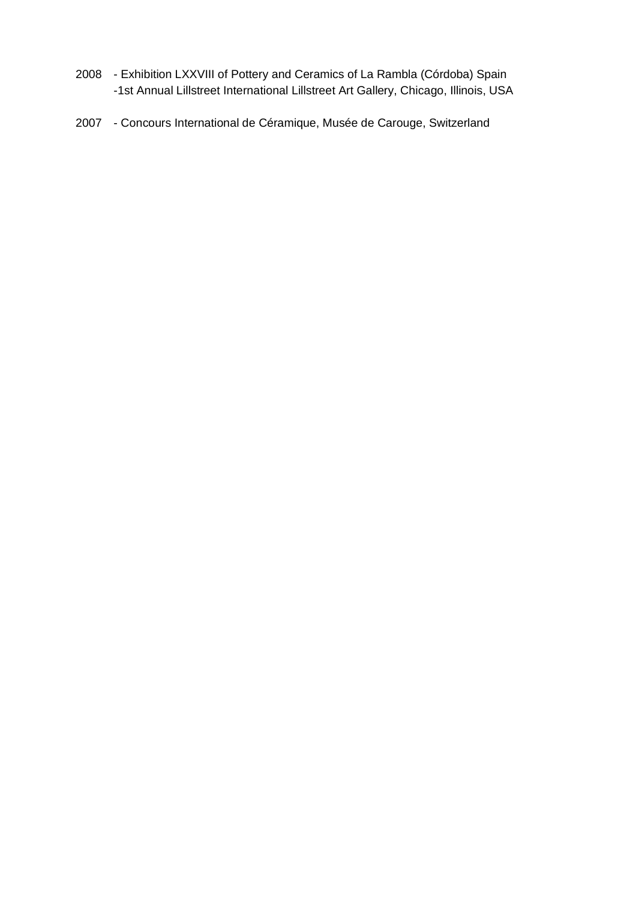2008 - Exhibition LXXVIII of Pottery and Ceramics of La Rambla (Córdoba) Spain
-1st Annual Lillstreet International Lillstreet Art Gallery, Chicago, Illinois, USA

2007 - Concours International de Céramique, Musée de Carouge, Switzerland